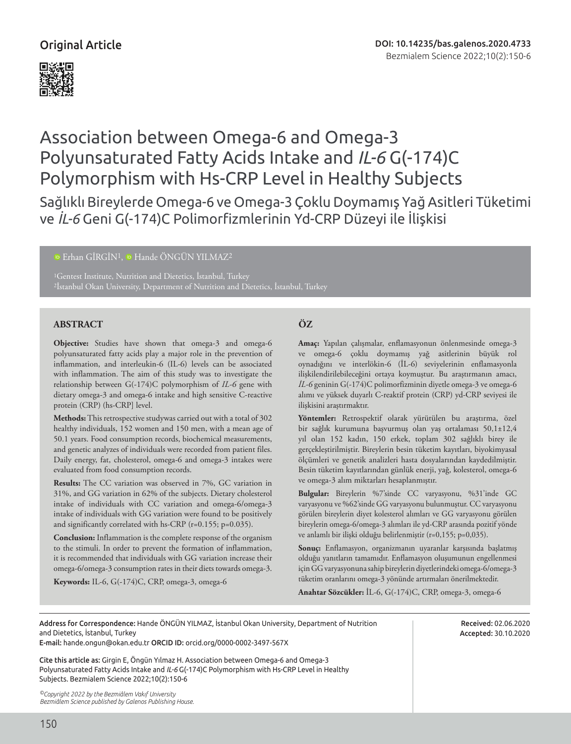Original Article

# Association between Omega-6 and Omega-3 Polyunsaturated Fatty Acids Intake and *IL-6* G(-174)C Polymorphism with Hs-CRP Level in Healthy Subjects

## Sağlıklı Bireylerde Omega-6 ve Omega-3 Çoklu Doymamış Yağ Asitleri Tüketimi ve *İL-6* Geni G(-174)C Polimorfizmlerinin Yd-CRP Düzeyi ile İlişkisi

Erhan GİRGİN[1], Hande ÖNGÜN YILMAZ[2]

[1]Gentest Institute, Nutrition and Dietetics, İstanbul, Turkey
[2]İstanbul Okan University, Department of Nutrition and Dietetics, İstanbul, Turkey

### ABSTRACT

**Objective:** Studies have shown that omega-3 and omega-6 polyunsaturated fatty acids play a major role in the prevention of inflammation, and interleukin-6 (IL-6) levels can be associated with inflammation. The aim of this study was to investigate the relationship between G(-174)C polymorphism of *IL-6* gene with dietary omega-3 and omega-6 intake and high sensitive C-reactive protein (CRP) (hs-CRP] level.

**Methods:** This retrospective studywas carried out with a total of 302 healthy individuals, 152 women and 150 men, with a mean age of 50.1 years. Food consumption records, biochemical measurements, and genetic analyzes of individuals were recorded from patient files. Daily energy, fat, cholesterol, omega-6 and omega-3 intakes were evaluated from food consumption records.

**Results:** The CC variation was observed in 7%, GC variation in 31%, and GG variation in 62% of the subjects. Dietary cholesterol intake of individuals with CC variation and omega-6/omega-3 intake of individuals with GG variation were found to be positively and significantly correlated with hs-CRP (r=0.155; p=0.035).

**Conclusion:** Inflammation is the complete response of the organism to the stimuli. In order to prevent the formation of inflammation, it is recommended that individuals with GG variation increase their omega-6/omega-3 consumption rates in their diets towards omega-3.

**Keywords:** IL-6, G(-174)C, CRP, omega-3, omega-6

### ÖZ

**Amaç:** Yapılan çalışmalar, enflamasyonun önlenmesinde omega-3 ve omega-6 çoklu doymamış yağ asitlerinin büyük rol oynadığını ve interlökin-6 (İL-6) seviyelerinin enflamasyonla ilişkilendirilebileceğini ortaya koymuştur. Bu araştırmanın amacı, *İL-6* geninin G(-174)C polimorfizminin diyetle omega-3 ve omega-6 alımı ve yüksek duyarlı C-reaktif protein (CRP) yd-CRP seviyesi ile ilişkisini araştırmaktır.

**Yöntemler:** Retrospektif olarak yürütülen bu araştırma, özel bir sağlık kurumuna başvurmuş olan yaş ortalaması 50,1±12,4 yıl olan 152 kadın, 150 erkek, toplam 302 sağlıklı birey ile gerçekleştirilmiştir. Bireylerin besin tüketim kayıtları, biyokimyasal ölçümleri ve genetik analizleri hasta dosyalarından kaydedilmiştir. Besin tüketim kayıtlarından günlük enerji, yağ, kolesterol, omega-6 ve omega-3 alım miktarları hesaplanmıştır.

**Bulgular:** Bireylerin %7'sinde CC varyasyonu, %31'inde GC varyasyonu ve %62'sinde GG varyasyonu bulunmuştur. CC varyasyonu görülen bireylerin diyet kolesterol alımları ve GG varyasyonu görülen bireylerin omega-6/omega-3 alımları ile yd-CRP arasında pozitif yönde ve anlamlı bir ilişki olduğu belirlenmiştir (r=0,155; p=0,035).

**Sonuç:** Enflamasyon, organizmanın uyaranlar karşısında başlatmış olduğu yanıtların tamamıdır. Enflamasyon oluşumunun engellenmesi için GG varyasyonuna sahip bireylerin diyetlerindeki omega-6/omega-3 tüketim oranlarını omega-3 yönünde artırmaları önerilmektedir.

**Anahtar Sözcükler:** İL-6, G(-174)C, CRP, omega-3, omega-6

---

**Address for Correspondence:** Hande ÖNGÜN YILMAZ, İstanbul Okan University, Department of Nutrition and Dietetics, İstanbul, Turkey
**E-mail:** hande.ongun@okan.edu.tr **ORCID ID:** orcid.org/0000-0002-3497-567X

**Received:** 02.06.2020
**Accepted:** 30.10.2020

**Cite this article as:** Girgin E, Öngün Yılmaz H. Association between Omega-6 and Omega-3 Polyunsaturated Fatty Acids Intake and *IL-6* G(-174)C Polymorphism with Hs-CRP Level in Healthy Subjects. Bezmialem Science 2022;10(2):150-6

*©Copyright 2022 by the Bezmiâlem Vakıf University Bezmiâlem Science published by Galenos Publishing House.*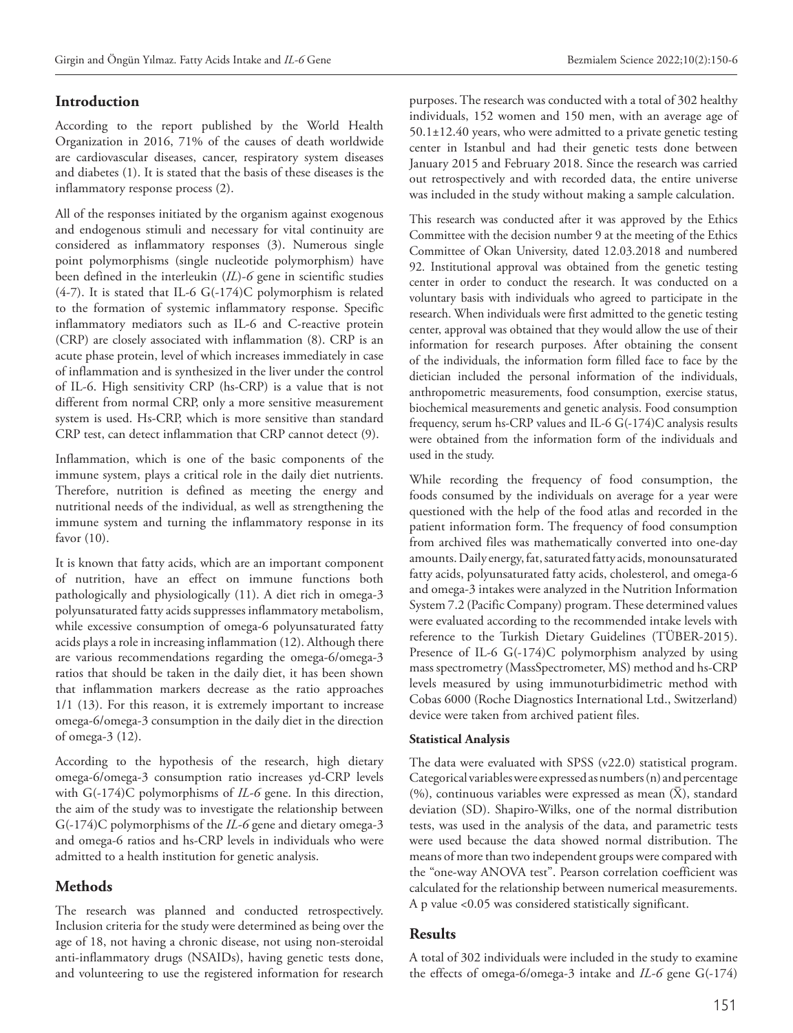## Introduction

According to the report published by the World Health Organization in 2016, 71% of the causes of death worldwide are cardiovascular diseases, cancer, respiratory system diseases and diabetes (1). It is stated that the basis of these diseases is the inflammatory response process (2).

All of the responses initiated by the organism against exogenous and endogenous stimuli and necessary for vital continuity are considered as inflammatory responses (3). Numerous single point polymorphisms (single nucleotide polymorphism) have been defined in the interleukin (*IL*)-*6* gene in scientific studies (4-7). It is stated that IL-6 G(-174)C polymorphism is related to the formation of systemic inflammatory response. Specific inflammatory mediators such as IL-6 and C-reactive protein (CRP) are closely associated with inflammation (8). CRP is an acute phase protein, level of which increases immediately in case of inflammation and is synthesized in the liver under the control of IL-6. High sensitivity CRP (hs-CRP) is a value that is not different from normal CRP, only a more sensitive measurement system is used. Hs-CRP, which is more sensitive than standard CRP test, can detect inflammation that CRP cannot detect (9).

Inflammation, which is one of the basic components of the immune system, plays a critical role in the daily diet nutrients. Therefore, nutrition is defined as meeting the energy and nutritional needs of the individual, as well as strengthening the immune system and turning the inflammatory response in its favor (10).

It is known that fatty acids, which are an important component of nutrition, have an effect on immune functions both pathologically and physiologically (11). A diet rich in omega-3 polyunsaturated fatty acids suppresses inflammatory metabolism, while excessive consumption of omega-6 polyunsaturated fatty acids plays a role in increasing inflammation (12). Although there are various recommendations regarding the omega-6/omega-3 ratios that should be taken in the daily diet, it has been shown that inflammation markers decrease as the ratio approaches 1/1 (13). For this reason, it is extremely important to increase omega-6/omega-3 consumption in the daily diet in the direction of omega-3 (12).

According to the hypothesis of the research, high dietary omega-6/omega-3 consumption ratio increases yd-CRP levels with G(-174)C polymorphisms of *IL-6* gene. In this direction, the aim of the study was to investigate the relationship between G(-174)C polymorphisms of the *IL-6* gene and dietary omega-3 and omega-6 ratios and hs-CRP levels in individuals who were admitted to a health institution for genetic analysis.

## Methods

The research was planned and conducted retrospectively. Inclusion criteria for the study were determined as being over the age of 18, not having a chronic disease, not using non-steroidal anti-inflammatory drugs (NSAIDs), having genetic tests done, and volunteering to use the registered information for research purposes. The research was conducted with a total of 302 healthy individuals, 152 women and 150 men, with an average age of 50.1±12.40 years, who were admitted to a private genetic testing center in Istanbul and had their genetic tests done between January 2015 and February 2018. Since the research was carried out retrospectively and with recorded data, the entire universe was included in the study without making a sample calculation.

This research was conducted after it was approved by the Ethics Committee with the decision number 9 at the meeting of the Ethics Committee of Okan University, dated 12.03.2018 and numbered 92. Institutional approval was obtained from the genetic testing center in order to conduct the research. It was conducted on a voluntary basis with individuals who agreed to participate in the research. When individuals were first admitted to the genetic testing center, approval was obtained that they would allow the use of their information for research purposes. After obtaining the consent of the individuals, the information form filled face to face by the dietician included the personal information of the individuals, anthropometric measurements, food consumption, exercise status, biochemical measurements and genetic analysis. Food consumption frequency, serum hs-CRP values and IL-6 G(-174)C analysis results were obtained from the information form of the individuals and used in the study.

While recording the frequency of food consumption, the foods consumed by the individuals on average for a year were questioned with the help of the food atlas and recorded in the patient information form. The frequency of food consumption from archived files was mathematically converted into one-day amounts. Daily energy, fat, saturated fatty acids, monounsaturated fatty acids, polyunsaturated fatty acids, cholesterol, and omega-6 and omega-3 intakes were analyzed in the Nutrition Information System 7.2 (Pacific Company) program. These determined values were evaluated according to the recommended intake levels with reference to the Turkish Dietary Guidelines (TÜBER-2015). Presence of IL-6 G(-174)C polymorphism analyzed by using mass spectrometry (MassSpectrometer, MS) method and hs-CRP levels measured by using immunoturbidimetric method with Cobas 6000 (Roche Diagnostics International Ltd., Switzerland) device were taken from archived patient files.

### Statistical Analysis

The data were evaluated with SPSS (v22.0) statistical program. Categorical variables were expressed as numbers (n) and percentage (%), continuous variables were expressed as mean ($\bar{X}$), standard deviation (SD). Shapiro-Wilks, one of the normal distribution tests, was used in the analysis of the data, and parametric tests were used because the data showed normal distribution. The means of more than two independent groups were compared with the "one-way ANOVA test". Pearson correlation coefficient was calculated for the relationship between numerical measurements. A p value <0.05 was considered statistically significant.

## Results

A total of 302 individuals were included in the study to examine the effects of omega-6/omega-3 intake and *IL-6* gene G(-174)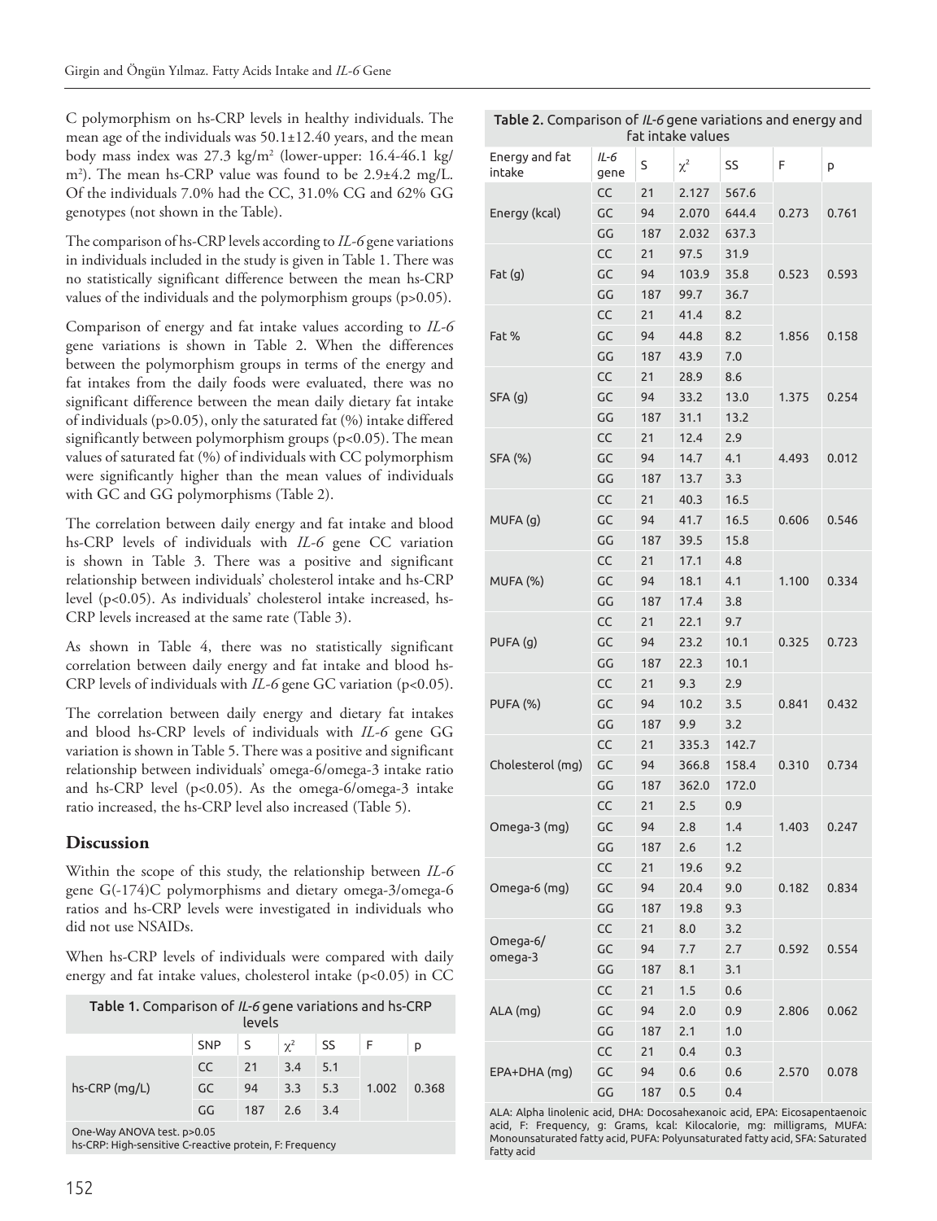C polymorphism on hs-CRP levels in healthy individuals. The mean age of the individuals was 50.1±12.40 years, and the mean body mass index was 27.3 kg/m$^2$ (lower-upper: 16.4-46.1 kg/m$^2$). The mean hs-CRP value was found to be 2.9±4.2 mg/L. Of the individuals 7.0% had the CC, 31.0% CG and 62% GG genotypes (not shown in the Table).

The comparison of hs-CRP levels according to *IL-6* gene variations in individuals included in the study is given in Table 1. There was no statistically significant difference between the mean hs-CRP values of the individuals and the polymorphism groups (p>0.05).

Comparison of energy and fat intake values according to *IL-6* gene variations is shown in Table 2. When the differences between the polymorphism groups in terms of the energy and fat intakes from the daily foods were evaluated, there was no significant difference between the mean daily dietary fat intake of individuals (p>0.05), only the saturated fat (%) intake differed significantly between polymorphism groups (p<0.05). The mean values of saturated fat (%) of individuals with CC polymorphism were significantly higher than the mean values of individuals with GC and GG polymorphisms (Table 2).

The correlation between daily energy and fat intake and blood hs-CRP levels of individuals with *IL-6* gene CC variation is shown in Table 3. There was a positive and significant relationship between individuals' cholesterol intake and hs-CRP level (p<0.05). As individuals' cholesterol intake increased, hs-CRP levels increased at the same rate (Table 3).

As shown in Table 4, there was no statistically significant correlation between daily energy and fat intake and blood hs-CRP levels of individuals with *IL-6* gene GC variation (p<0.05).

The correlation between daily energy and dietary fat intakes and blood hs-CRP levels of individuals with *IL-6* gene GG variation is shown in Table 5. There was a positive and significant relationship between individuals' omega-6/omega-3 intake ratio and hs-CRP level (p<0.05). As the omega-6/omega-3 intake ratio increased, the hs-CRP level also increased (Table 5).

## Discussion

Within the scope of this study, the relationship between *IL-6* gene G(-174)C polymorphisms and dietary omega-3/omega-6 ratios and hs-CRP levels were investigated in individuals who did not use NSAIDs.

When hs-CRP levels of individuals were compared with daily energy and fat intake values, cholesterol intake (p<0.05) in CC

**Table 1.** Comparison of *IL-6* gene variations and hs-CRP levels

| | SNP | S | $\chi^2$ | SS | F | p |
|---|---|---|---|---|---|---|
| hs-CRP (mg/L) | CC | 21 | 3.4 | 5.1 | 1.002 | 0.368 |
| | GC | 94 | 3.3 | 5.3 | | |
| | GG | 187 | 2.6 | 3.4 | | |

One-Way ANOVA test. p>0.05
hs-CRP: High-sensitive C-reactive protein, F: Frequency

**Table 2.** Comparison of *IL-6* gene variations and energy and fat intake values

| Energy and fat intake | *IL-6* gene | S | $\chi^2$ | SS | F | p |
|---|---|---|---|---|---|---|
| Energy (kcal) | CC | 21 | 2.127 | 567.6 | 0.273 | 0.761 |
| | GC | 94 | 2.070 | 644.4 | | |
| | GG | 187 | 2.032 | 637.3 | | |
| Fat (g) | CC | 21 | 97.5 | 31.9 | 0.523 | 0.593 |
| | GC | 94 | 103.9 | 35.8 | | |
| | GG | 187 | 99.7 | 36.7 | | |
| Fat % | CC | 21 | 41.4 | 8.2 | 1.856 | 0.158 |
| | GC | 94 | 44.8 | 8.2 | | |
| | GG | 187 | 43.9 | 7.0 | | |
| SFA (g) | CC | 21 | 28.9 | 8.6 | 1.375 | 0.254 |
| | GC | 94 | 33.2 | 13.0 | | |
| | GG | 187 | 31.1 | 13.2 | | |
| SFA (%) | CC | 21 | 12.4 | 2.9 | 4.493 | 0.012 |
| | GC | 94 | 14.7 | 4.1 | | |
| | GG | 187 | 13.7 | 3.3 | | |
| MUFA (g) | CC | 21 | 40.3 | 16.5 | 0.606 | 0.546 |
| | GC | 94 | 41.7 | 16.5 | | |
| | GG | 187 | 39.5 | 15.8 | | |
| MUFA (%) | CC | 21 | 17.1 | 4.8 | 1.100 | 0.334 |
| | GC | 94 | 18.1 | 4.1 | | |
| | GG | 187 | 17.4 | 3.8 | | |
| PUFA (g) | CC | 21 | 22.1 | 9.7 | 0.325 | 0.723 |
| | GC | 94 | 23.2 | 10.1 | | |
| | GG | 187 | 22.3 | 10.1 | | |
| PUFA (%) | CC | 21 | 9.3 | 2.9 | 0.841 | 0.432 |
| | GC | 94 | 10.2 | 3.5 | | |
| | GG | 187 | 9.9 | 3.2 | | |
| Cholesterol (mg) | CC | 21 | 335.3 | 142.7 | 0.310 | 0.734 |
| | GC | 94 | 366.8 | 158.4 | | |
| | GG | 187 | 362.0 | 172.0 | | |
| Omega-3 (mg) | CC | 21 | 2.5 | 0.9 | 1.403 | 0.247 |
| | GC | 94 | 2.8 | 1.4 | | |
| | GG | 187 | 2.6 | 1.2 | | |
| Omega-6 (mg) | CC | 21 | 19.6 | 9.2 | 0.182 | 0.834 |
| | GC | 94 | 20.4 | 9.0 | | |
| | GG | 187 | 19.8 | 9.3 | | |
| Omega-6/ omega-3 | CC | 21 | 8.0 | 3.2 | 0.592 | 0.554 |
| | GC | 94 | 7.7 | 2.7 | | |
| | GG | 187 | 8.1 | 3.1 | | |
| ALA (mg) | CC | 21 | 1.5 | 0.6 | 2.806 | 0.062 |
| | GC | 94 | 2.0 | 0.9 | | |
| | GG | 187 | 2.1 | 1.0 | | |
| EPA+DHA (mg) | CC | 21 | 0.4 | 0.3 | 2.570 | 0.078 |
| | GC | 94 | 0.6 | 0.6 | | |
| | GG | 187 | 0.5 | 0.4 | | |

ALA: Alpha linolenic acid, DHA: Docosahexanoic acid, EPA: Eicosapentaenoic acid, F: Frequency, g: Grams, kcal: Kilocalorie, mg: milligrams, MUFA: Monounsaturated fatty acid, PUFA: Polyunsaturated fatty acid, SFA: Saturated fatty acid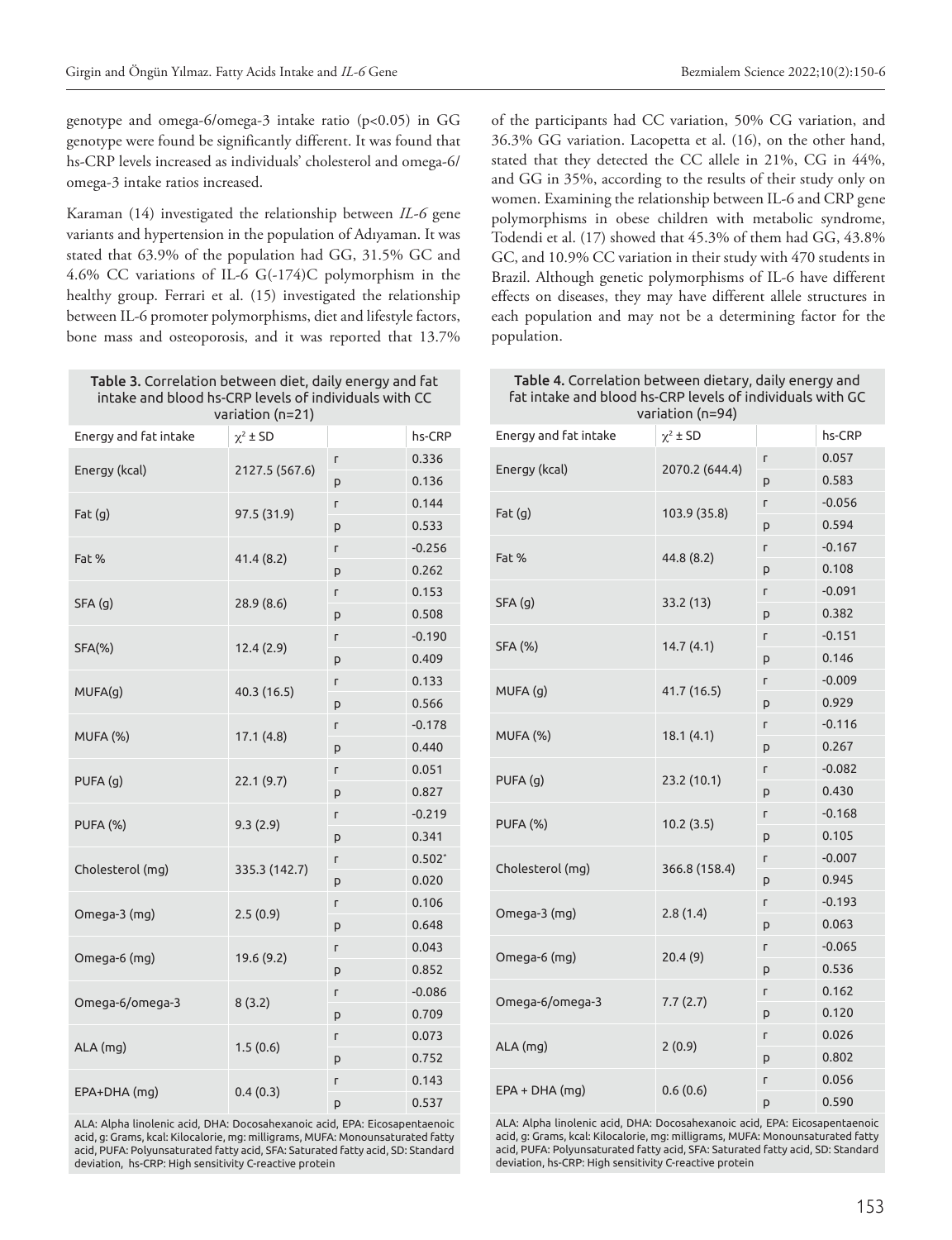genotype and omega-6/omega-3 intake ratio ($p<0.05$) in GG genotype were found be significantly different. It was found that hs-CRP levels increased as individuals' cholesterol and omega-6/omega-3 intake ratios increased.

Karaman (14) investigated the relationship between *IL-6* gene variants and hypertension in the population of Adıyaman. It was stated that 63.9% of the population had GG, 31.5% GC and 4.6% CC variations of IL-6 G(-174)C polymorphism in the healthy group. Ferrari et al. (15) investigated the relationship between IL-6 promoter polymorphisms, diet and lifestyle factors, bone mass and osteoporosis, and it was reported that 13.7% of the participants had CC variation, 50% CG variation, and 36.3% GG variation. Lacopetta et al. (16), on the other hand, stated that they detected the CC allele in 21%, CG in 44%, and GG in 35%, according to the results of their study only on women. Examining the relationship between IL-6 and CRP gene polymorphisms in obese children with metabolic syndrome, Todendi et al. (17) showed that 45.3% of them had GG, 43.8% GC, and 10.9% CC variation in their study with 470 students in Brazil. Although genetic polymorphisms of IL-6 have different effects on diseases, they may have different allele structures in each population and may not be a determining factor for the population.

**Table 3.** Correlation between diet, daily energy and fat intake and blood hs-CRP levels of individuals with CC variation (n=21)

| Energy and fat intake | $\chi^2$ ± SD | | hs-CRP |
|---|---|---|---|
| Energy (kcal) | 2127.5 (567.6) | r | 0.336 |
| | | p | 0.136 |
| Fat (g) | 97.5 (31.9) | r | 0.144 |
| | | p | 0.533 |
| Fat % | 41.4 (8.2) | r | -0.256 |
| | | p | 0.262 |
| SFA (g) | 28.9 (8.6) | r | 0.153 |
| | | p | 0.508 |
| SFA(%) | 12.4 (2.9) | r | -0.190 |
| | | p | 0.409 |
| MUFA(g) | 40.3 (16.5) | r | 0.133 |
| | | p | 0.566 |
| MUFA (%) | 17.1 (4.8) | r | -0.178 |
| | | p | 0.440 |
| PUFA (g) | 22.1 (9.7) | r | 0.051 |
| | | p | 0.827 |
| PUFA (%) | 9.3 (2.9) | r | -0.219 |
| | | p | 0.341 |
| Cholesterol (mg) | 335.3 (142.7) | r | 0.502* |
| | | p | 0.020 |
| Omega-3 (mg) | 2.5 (0.9) | r | 0.106 |
| | | p | 0.648 |
| Omega-6 (mg) | 19.6 (9.2) | r | 0.043 |
| | | p | 0.852 |
| Omega-6/omega-3 | 8 (3.2) | r | -0.086 |
| | | p | 0.709 |
| ALA (mg) | 1.5 (0.6) | r | 0.073 |
| | | p | 0.752 |
| EPA+DHA (mg) | 0.4 (0.3) | r | 0.143 |
| | | p | 0.537 |

ALA: Alpha linolenic acid, DHA: Docosahexanoic acid, EPA: Eicosapentaenoic acid, g: Grams, kcal: Kilocalorie, mg: milligrams, MUFA: Monounsaturated fatty acid, PUFA: Polyunsaturated fatty acid, SFA: Saturated fatty acid, SD: Standard deviation, hs-CRP: High sensitivity C-reactive protein

**Table 4.** Correlation between dietary, daily energy and fat intake and blood hs-CRP levels of individuals with GC variation (n=94)

| Energy and fat intake | $\chi^2$ ± SD | | hs-CRP |
|---|---|---|---|
| Energy (kcal) | 2070.2 (644.4) | r | 0.057 |
| | | p | 0.583 |
| Fat (g) | 103.9 (35.8) | r | -0.056 |
| | | p | 0.594 |
| Fat % | 44.8 (8.2) | r | -0.167 |
| | | p | 0.108 |
| SFA (g) | 33.2 (13) | r | -0.091 |
| | | p | 0.382 |
| SFA (%) | 14.7 (4.1) | r | -0.151 |
| | | p | 0.146 |
| MUFA (g) | 41.7 (16.5) | r | -0.009 |
| | | p | 0.929 |
| MUFA (%) | 18.1 (4.1) | r | -0.116 |
| | | p | 0.267 |
| PUFA (g) | 23.2 (10.1) | r | -0.082 |
| | | p | 0.430 |
| PUFA (%) | 10.2 (3.5) | r | -0.168 |
| | | p | 0.105 |
| Cholesterol (mg) | 366.8 (158.4) | r | -0.007 |
| | | p | 0.945 |
| Omega-3 (mg) | 2.8 (1.4) | r | -0.193 |
| | | p | 0.063 |
| Omega-6 (mg) | 20.4 (9) | r | -0.065 |
| | | p | 0.536 |
| Omega-6/omega-3 | 7.7 (2.7) | r | 0.162 |
| | | p | 0.120 |
| ALA (mg) | 2 (0.9) | r | 0.026 |
| | | p | 0.802 |
| EPA + DHA (mg) | 0.6 (0.6) | r | 0.056 |
| | | p | 0.590 |

ALA: Alpha linolenic acid, DHA: Docosahexanoic acid, EPA: Eicosapentaenoic acid, g: Grams, kcal: Kilocalorie, mg: milligrams, MUFA: Monounsaturated fatty acid, PUFA: Polyunsaturated fatty acid, SFA: Saturated fatty acid, SD: Standard deviation, hs-CRP: High sensitivity C-reactive protein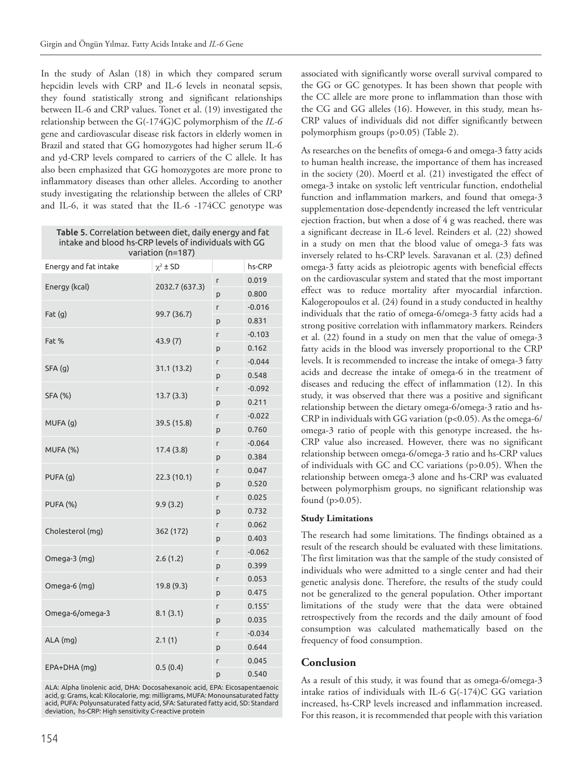In the study of Aslan (18) in which they compared serum hepcidin levels with CRP and IL-6 levels in neonatal sepsis, they found statistically strong and significant relationships between IL-6 and CRP values. Tonet et al. (19) investigated the relationship between the G(-174G)C polymorphism of the *IL-6* gene and cardiovascular disease risk factors in elderly women in Brazil and stated that GG homozygotes had higher serum IL-6 and yd-CRP levels compared to carriers of the C allele. It has also been emphasized that GG homozygotes are more prone to inflammatory diseases than other alleles. According to another study investigating the relationship between the alleles of CRP and IL-6, it was stated that the IL-6 -174CC genotype was associated with significantly worse overall survival compared to the GG or GC genotypes. It has been shown that people with the CC allele are more prone to inflammation than those with the CG and GG alleles (16). However, in this study, mean hs-CRP values of individuals did not differ significantly between polymorphism groups (p>0.05) (Table 2).

**Table 5.** Correlation between diet, daily energy and fat intake and blood hs-CRP levels of individuals with GG variation (n=187)

| Energy and fat intake | $\chi^2$ ± SD | | hs-CRP |
|---|---|---|---|
| Energy (kcal) | 2032.7 (637.3) | r | 0.019 |
| | | p | 0.800 |
| Fat (g) | 99.7 (36.7) | r | -0.016 |
| | | p | 0.831 |
| Fat % | 43.9 (7) | r | -0.103 |
| | | p | 0.162 |
| SFA (g) | 31.1 (13.2) | r | -0.044 |
| | | p | 0.548 |
| SFA (%) | 13.7 (3.3) | r | -0.092 |
| | | p | 0.211 |
| MUFA (g) | 39.5 (15.8) | r | -0.022 |
| | | p | 0.760 |
| MUFA (%) | 17.4 (3.8) | r | -0.064 |
| | | p | 0.384 |
| PUFA (g) | 22.3 (10.1) | r | 0.047 |
| | | p | 0.520 |
| PUFA (%) | 9.9 (3.2) | r | 0.025 |
| | | p | 0.732 |
| Cholesterol (mg) | 362 (172) | r | 0.062 |
| | | p | 0.403 |
| Omega-3 (mg) | 2.6 (1.2) | r | -0.062 |
| | | p | 0.399 |
| Omega-6 (mg) | 19.8 (9.3) | r | 0.053 |
| | | p | 0.475 |
| Omega-6/omega-3 | 8.1 (3.1) | r | 0.155* |
| | | p | 0.035 |
| ALA (mg) | 2.1 (1) | r | -0.034 |
| | | p | 0.644 |
| EPA+DHA (mg) | 0.5 (0.4) | r | 0.045 |
| | | p | 0.540 |

ALA: Alpha linolenic acid, DHA: Docosahexanoic acid, EPA: Eicosapentaenoic acid, g: Grams, kcal: Kilocalorie, mg: milligrams, MUFA: Monounsaturated fatty acid, PUFA: Polyunsaturated fatty acid, SFA: Saturated fatty acid, SD: Standard deviation, hs-CRP: High sensitivity C-reactive protein

As researches on the benefits of omega-6 and omega-3 fatty acids to human health increase, the importance of them has increased in the society (20). Moertl et al. (21) investigated the effect of omega-3 intake on systolic left ventricular function, endothelial function and inflammation markers, and found that omega-3 supplementation dose-dependently increased the left ventricular ejection fraction, but when a dose of 4 g was reached, there was a significant decrease in IL-6 level. Reinders et al. (22) showed in a study on men that the blood value of omega-3 fats was inversely related to hs-CRP levels. Saravanan et al. (23) defined omega-3 fatty acids as pleiotropic agents with beneficial effects on the cardiovascular system and stated that the most important effect was to reduce mortality after myocardial infarction. Kalogeropoulos et al. (24) found in a study conducted in healthy individuals that the ratio of omega-6/omega-3 fatty acids had a strong positive correlation with inflammatory markers. Reinders et al. (22) found in a study on men that the value of omega-3 fatty acids in the blood was inversely proportional to the CRP levels. It is recommended to increase the intake of omega-3 fatty acids and decrease the intake of omega-6 in the treatment of diseases and reducing the effect of inflammation (12). In this study, it was observed that there was a positive and significant relationship between the dietary omega-6/omega-3 ratio and hs-CRP in individuals with GG variation (p<0.05). As the omega-6/omega-3 ratio of people with this genotype increased, the hs-CRP value also increased. However, there was no significant relationship between omega-6/omega-3 ratio and hs-CRP values of individuals with GC and CC variations (p>0.05). When the relationship between omega-3 alone and hs-CRP was evaluated between polymorphism groups, no significant relationship was found (p>0.05).

**Study Limitations**

The research had some limitations. The findings obtained as a result of the research should be evaluated with these limitations. The first limitation was that the sample of the study consisted of individuals who were admitted to a single center and had their genetic analysis done. Therefore, the results of the study could not be generalized to the general population. Other important limitations of the study were that the data were obtained retrospectively from the records and the daily amount of food consumption was calculated mathematically based on the frequency of food consumption.

## Conclusion

As a result of this study, it was found that as omega-6/omega-3 intake ratios of individuals with IL-6 G(-174)C GG variation increased, hs-CRP levels increased and inflammation increased. For this reason, it is recommended that people with this variation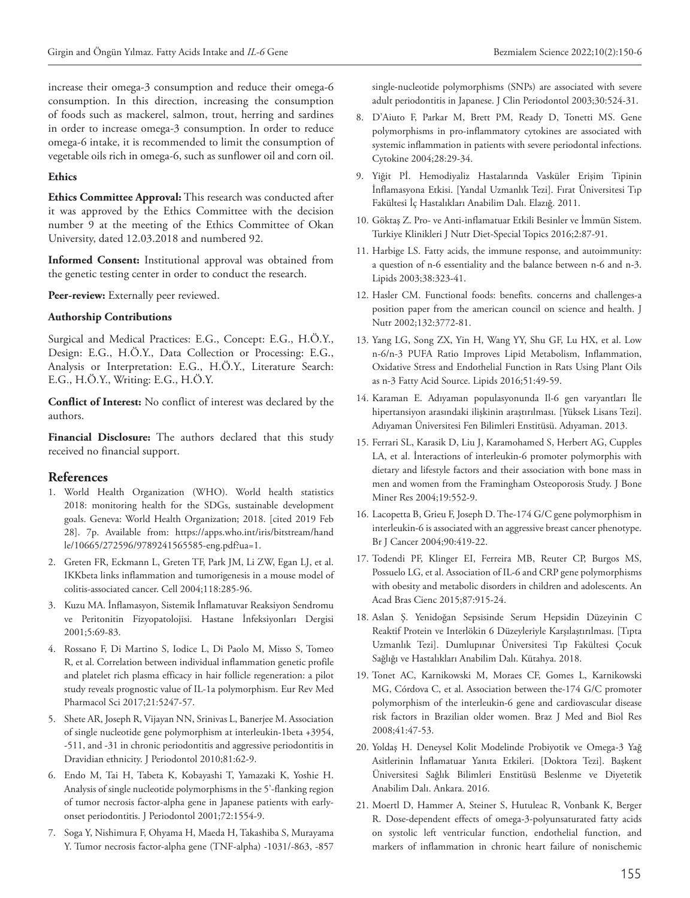increase their omega-3 consumption and reduce their omega-6 consumption. In this direction, increasing the consumption of foods such as mackerel, salmon, trout, herring and sardines in order to increase omega-3 consumption. In order to reduce omega-6 intake, it is recommended to limit the consumption of vegetable oils rich in omega-6, such as sunflower oil and corn oil.

**Ethics**

**Ethics Committee Approval:** This research was conducted after it was approved by the Ethics Committee with the decision number 9 at the meeting of the Ethics Committee of Okan University, dated 12.03.2018 and numbered 92.

**Informed Consent:** Institutional approval was obtained from the genetic testing center in order to conduct the research.

**Peer-review:** Externally peer reviewed.

**Authorship Contributions**

Surgical and Medical Practices: E.G., Concept: E.G., H.Ö.Y., Design: E.G., H.Ö.Y., Data Collection or Processing: E.G., Analysis or Interpretation: E.G., H.Ö.Y., Literature Search: E.G., H.Ö.Y., Writing: E.G., H.Ö.Y.

**Conflict of Interest:** No conflict of interest was declared by the authors.

**Financial Disclosure:** The authors declared that this study received no financial support.

## References

1. World Health Organization (WHO). World health statistics 2018: monitoring health for the SDGs, sustainable development goals. Geneva: World Health Organization; 2018. [cited 2019 Feb 28]. 7p. Available from: https://apps.who.int/iris/bitstream/handle/10665/272596/9789241565585-eng.pdf?ua=1.
2. Greten FR, Eckmann L, Greten TF, Park JM, Li ZW, Egan LJ, et al. IKKbeta links inflammation and tumorigenesis in a mouse model of colitis-associated cancer. Cell 2004;118:285-96.
3. Kuzu MA. İnflamasyon, Sistemik İnflamatuvar Reaksiyon Sendromu ve Peritonitin Fizyopatolojisi. Hastane İnfeksiyonları Dergisi 2001;5:69-83.
4. Rossano F, Di Martino S, Iodice L, Di Paolo M, Misso S, Tomeo R, et al. Correlation between individual inflammation genetic profile and platelet rich plasma efficacy in hair follicle regeneration: a pilot study reveals prognostic value of IL-1a polymorphism. Eur Rev Med Pharmacol Sci 2017;21:5247-57.
5. Shete AR, Joseph R, Vijayan NN, Srinivas L, Banerjee M. Association of single nucleotide gene polymorphism at interleukin-1beta +3954, -511, and -31 in chronic periodontitis and aggressive periodontitis in Dravidian ethnicity. J Periodontol 2010;81:62-9.
6. Endo M, Tai H, Tabeta K, Kobayashi T, Yamazaki K, Yoshie H. Analysis of single nucleotide polymorphisms in the 5'-flanking region of tumor necrosis factor-alpha gene in Japanese patients with early-onset periodontitis. J Periodontol 2001;72:1554-9.
7. Soga Y, Nishimura F, Ohyama H, Maeda H, Takashiba S, Murayama Y. Tumor necrosis factor-alpha gene (TNF-alpha) -1031/-863, -857 single-nucleotide polymorphisms (SNPs) are associated with severe adult periodontitis in Japanese. J Clin Periodontol 2003;30:524-31.
8. D'Aiuto F, Parkar M, Brett PM, Ready D, Tonetti MS. Gene polymorphisms in pro-inflammatory cytokines are associated with systemic inflammation in patients with severe periodontal infections. Cytokine 2004;28:29-34.
9. Yiğit Pİ. Hemodiyaliz Hastalarında Vasküler Erişim Tipinin İnflamasyona Etkisi. [Yandal Uzmanlık Tezi]. Fırat Üniversitesi Tıp Fakültesi İç Hastalıkları Anabilim Dalı. Elazığ. 2011.
10. Göktaş Z. Pro- ve Anti-inflamatuar Etkili Besinler ve İmmün Sistem. Turkiye Klinikleri J Nutr Diet-Special Topics 2016;2:87-91.
11. Harbige LS. Fatty acids, the immune response, and autoimmunity: a question of n-6 essentiality and the balance between n-6 and n-3. Lipids 2003;38:323-41.
12. Hasler CM. Functional foods: benefits. concerns and challenges-a position paper from the american council on science and health. J Nutr 2002;132:3772-81.
13. Yang LG, Song ZX, Yin H, Wang YY, Shu GF, Lu HX, et al. Low n-6/n-3 PUFA Ratio Improves Lipid Metabolism, Inflammation, Oxidative Stress and Endothelial Function in Rats Using Plant Oils as n-3 Fatty Acid Source. Lipids 2016;51:49-59.
14. Karaman E. Adıyaman populasyonunda Il-6 gen varyantları İle hipertansiyon arasındaki ilişkinin araştırılması. [Yüksek Lisans Tezi]. Adıyaman Üniversitesi Fen Bilimleri Enstitüsü. Adıyaman. 2013.
15. Ferrari SL, Karasik D, Liu J, Karamohamed S, Herbert AG, Cupples LA, et al. İnteractions of interleukin-6 promoter polymorphis with dietary and lifestyle factors and their association with bone mass in men and women from the Framingham Osteoporosis Study. J Bone Miner Res 2004;19:552-9.
16. Lacopetta B, Grieu F, Joseph D. The-174 G/C gene polymorphism in interleukin-6 is associated with an aggressive breast cancer phenotype. Br J Cancer 2004;90:419-22.
17. Todendi PF, Klinger EI, Ferreira MB, Reuter CP, Burgos MS, Possuelo LG, et al. Association of IL-6 and CRP gene polymorphisms with obesity and metabolic disorders in children and adolescents. An Acad Bras Cienc 2015;87:915-24.
18. Aslan Ş. Yenidoğan Sepsisinde Serum Hepsidin Düzeyinin C Reaktif Protein ve Interlökin 6 Düzeyleriyle Karşılaştırılması. [Tıpta Uzmanlık Tezi]. Dumlupınar Üniversitesi Tıp Fakültesi Çocuk Sağlığı ve Hastalıkları Anabilim Dalı. Kütahya. 2018.
19. Tonet AC, Karnikowski M, Moraes CF, Gomes L, Karnikowski MG, Córdova C, et al. Association between the-174 G/C promoter polymorphism of the interleukin-6 gene and cardiovascular disease risk factors in Brazilian older women. Braz J Med and Biol Res 2008;41:47-53.
20. Yoldaş H. Deneysel Kolit Modelinde Probiyotik ve Omega-3 Yağ Asitlerinin İnflamatuar Yanıta Etkileri. [Doktora Tezi]. Başkent Üniversitesi Sağlık Bilimleri Enstitüsü Beslenme ve Diyetetik Anabilim Dalı. Ankara. 2016.
21. Moertl D, Hammer A, Steiner S, Hutuleac R, Vonbank K, Berger R. Dose-dependent effects of omega-3-polyunsaturated fatty acids on systolic left ventricular function, endothelial function, and markers of inflammation in chronic heart failure of nonischemic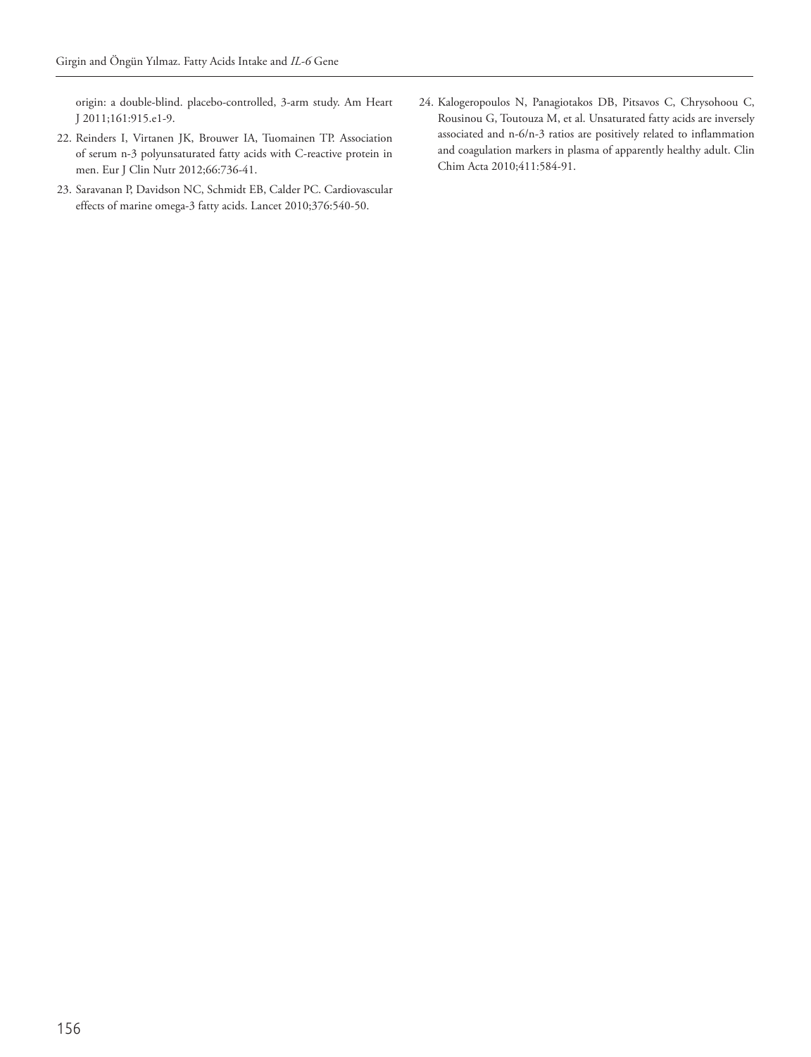origin: a double-blind. placebo-controlled, 3-arm study. Am Heart J 2011;161:915.e1-9.

22. Reinders I, Virtanen JK, Brouwer IA, Tuomainen TP. Association of serum n-3 polyunsaturated fatty acids with C-reactive protein in men. Eur J Clin Nutr 2012;66:736-41.
23. Saravanan P, Davidson NC, Schmidt EB, Calder PC. Cardiovascular effects of marine omega-3 fatty acids. Lancet 2010;376:540-50.
24. Kalogeropoulos N, Panagiotakos DB, Pitsavos C, Chrysohoou C, Rousinou G, Toutouza M, et al. Unsaturated fatty acids are inversely associated and n-6/n-3 ratios are positively related to inflammation and coagulation markers in plasma of apparently healthy adult. Clin Chim Acta 2010;411:584-91.